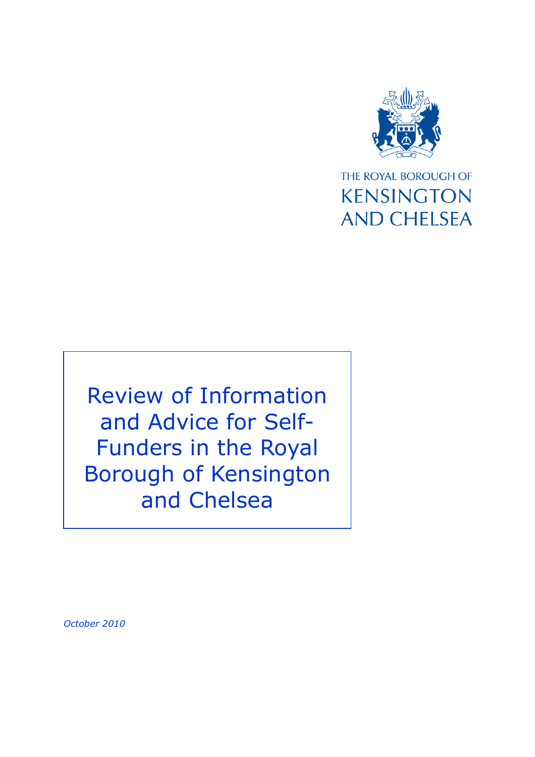THE ROYAL BOROUGH OF
KENSINGTON
AND CHELSEA

# Review of Information and Advice for Self-Funders in the Royal Borough of Kensington and Chelsea

*October 2010*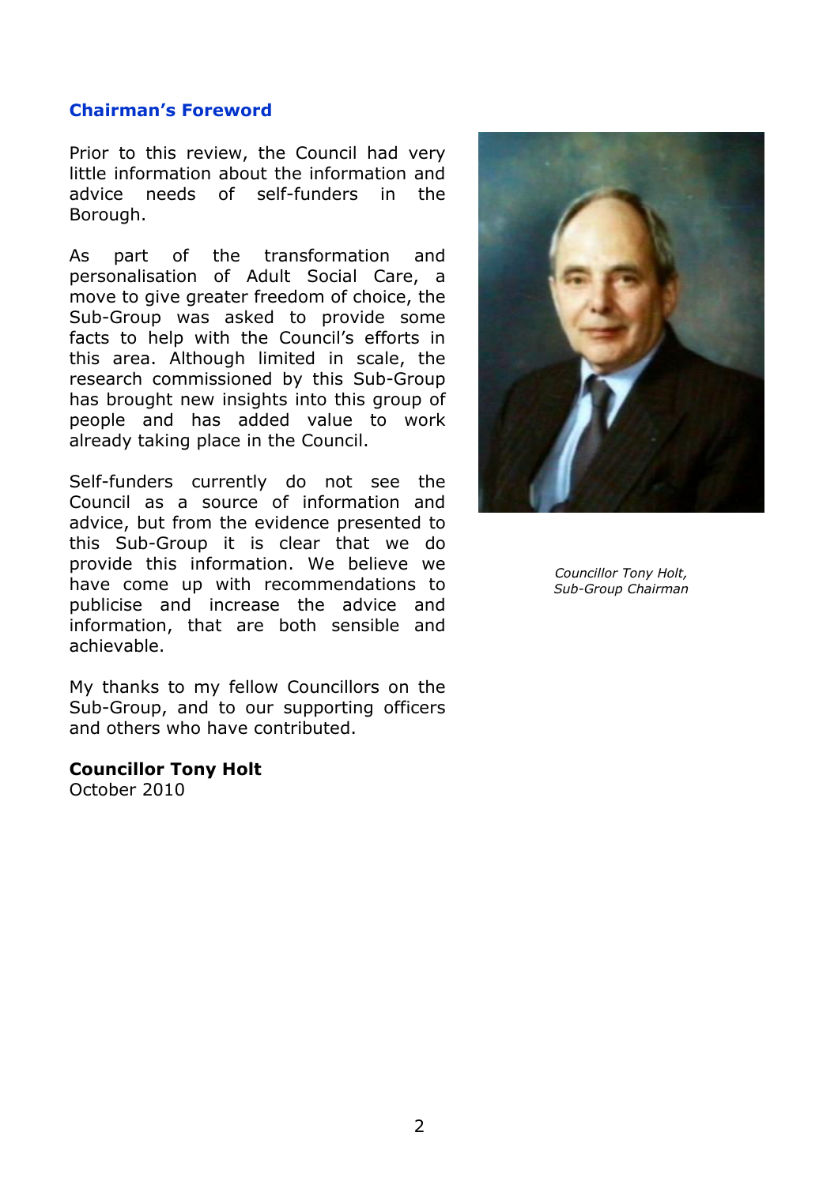## Chairman's Foreword

Prior to this review, the Council had very little information about the information and advice needs of self-funders in the Borough.

As part of the transformation and personalisation of Adult Social Care, a move to give greater freedom of choice, the Sub-Group was asked to provide some facts to help with the Council's efforts in this area. Although limited in scale, the research commissioned by this Sub-Group has brought new insights into this group of people and has added value to work already taking place in the Council.

Self-funders currently do not see the Council as a source of information and advice, but from the evidence presented to this Sub-Group it is clear that we do provide this information. We believe we have come up with recommendations to publicise and increase the advice and information, that are both sensible and achievable.

My thanks to my fellow Councillors on the Sub-Group, and to our supporting officers and others who have contributed.

**Councillor Tony Holt**
October 2010

*Councillor Tony Holt, Sub-Group Chairman*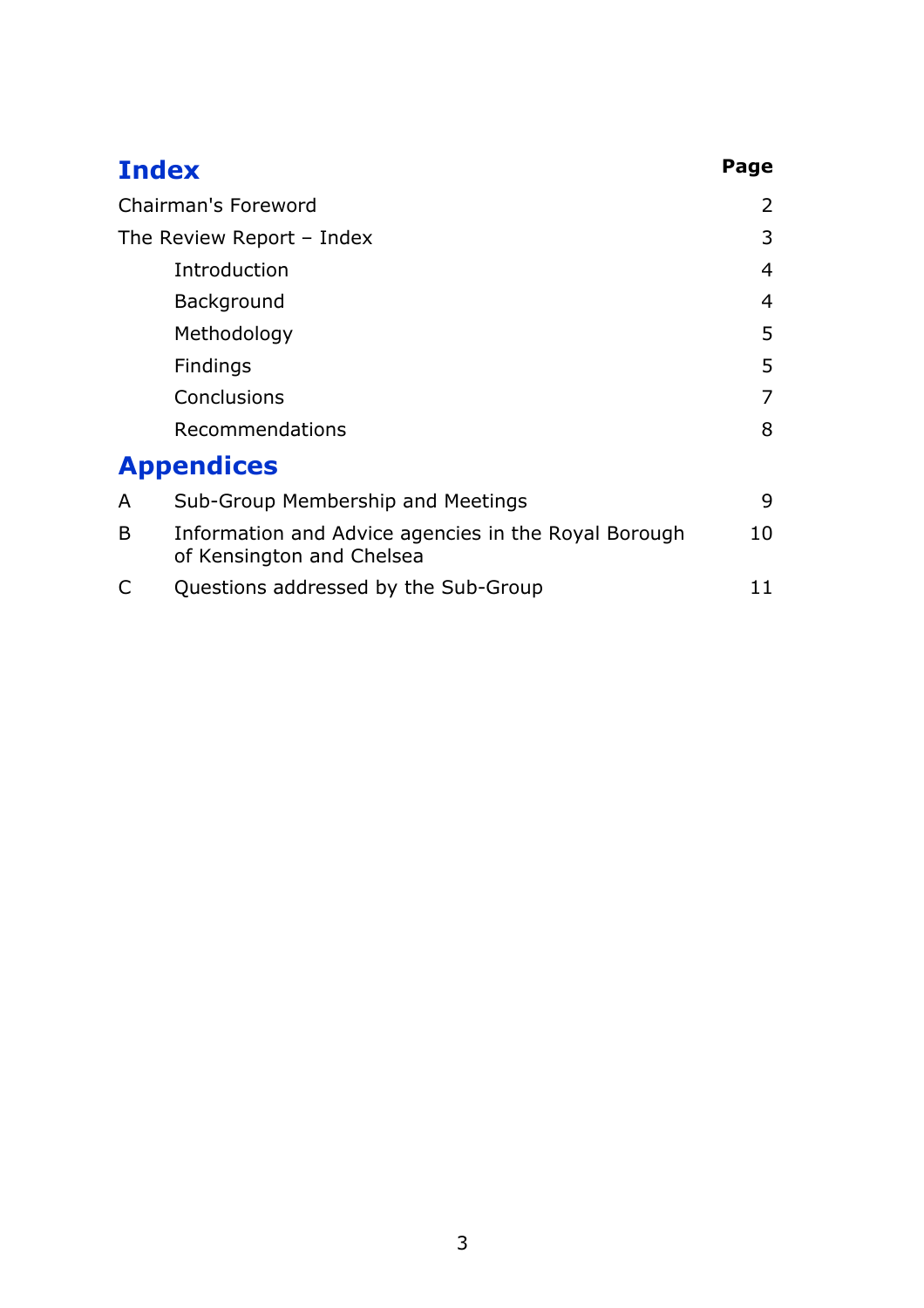## Index

| | Page |
|---|---|
| Chairman's Foreword | 2 |
| The Review Report – Index | 3 |
| Introduction | 4 |
| Background | 4 |
| Methodology | 5 |
| Findings | 5 |
| Conclusions | 7 |
| Recommendations | 8 |

## Appendices

| | | |
|---|---|---|
| A | Sub-Group Membership and Meetings | 9 |
| B | Information and Advice agencies in the Royal Borough of Kensington and Chelsea | 10 |
| C | Questions addressed by the Sub-Group | 11 |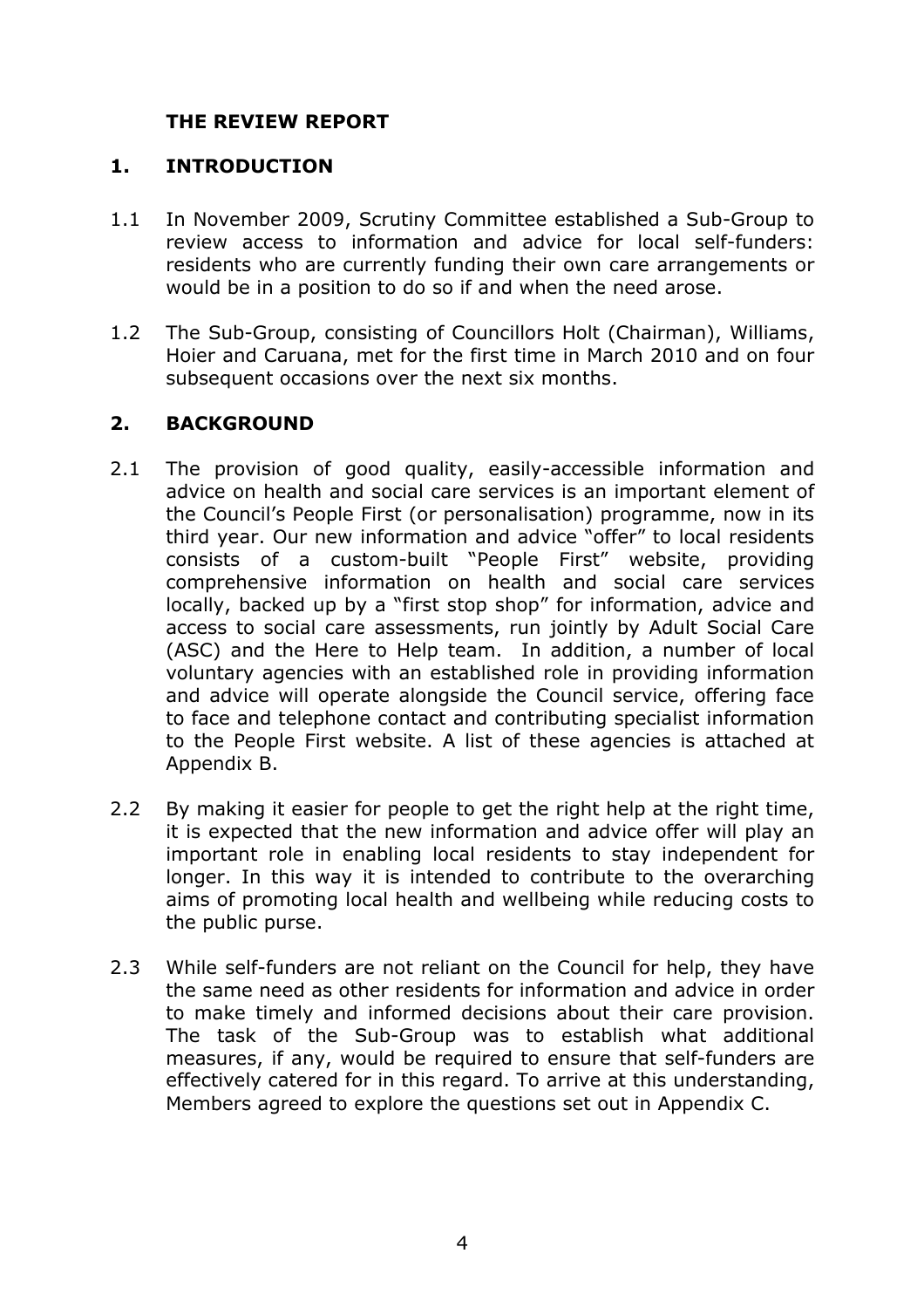# THE REVIEW REPORT

## 1. INTRODUCTION

1.1 In November 2009, Scrutiny Committee established a Sub-Group to review access to information and advice for local self-funders: residents who are currently funding their own care arrangements or would be in a position to do so if and when the need arose.

1.2 The Sub-Group, consisting of Councillors Holt (Chairman), Williams, Hoier and Caruana, met for the first time in March 2010 and on four subsequent occasions over the next six months.

## 2. BACKGROUND

2.1 The provision of good quality, easily-accessible information and advice on health and social care services is an important element of the Council's People First (or personalisation) programme, now in its third year. Our new information and advice "offer" to local residents consists of a custom-built "People First" website, providing comprehensive information on health and social care services locally, backed up by a "first stop shop" for information, advice and access to social care assessments, run jointly by Adult Social Care (ASC) and the Here to Help team. In addition, a number of local voluntary agencies with an established role in providing information and advice will operate alongside the Council service, offering face to face and telephone contact and contributing specialist information to the People First website. A list of these agencies is attached at Appendix B.

2.2 By making it easier for people to get the right help at the right time, it is expected that the new information and advice offer will play an important role in enabling local residents to stay independent for longer. In this way it is intended to contribute to the overarching aims of promoting local health and wellbeing while reducing costs to the public purse.

2.3 While self-funders are not reliant on the Council for help, they have the same need as other residents for information and advice in order to make timely and informed decisions about their care provision. The task of the Sub-Group was to establish what additional measures, if any, would be required to ensure that self-funders are effectively catered for in this regard. To arrive at this understanding, Members agreed to explore the questions set out in Appendix C.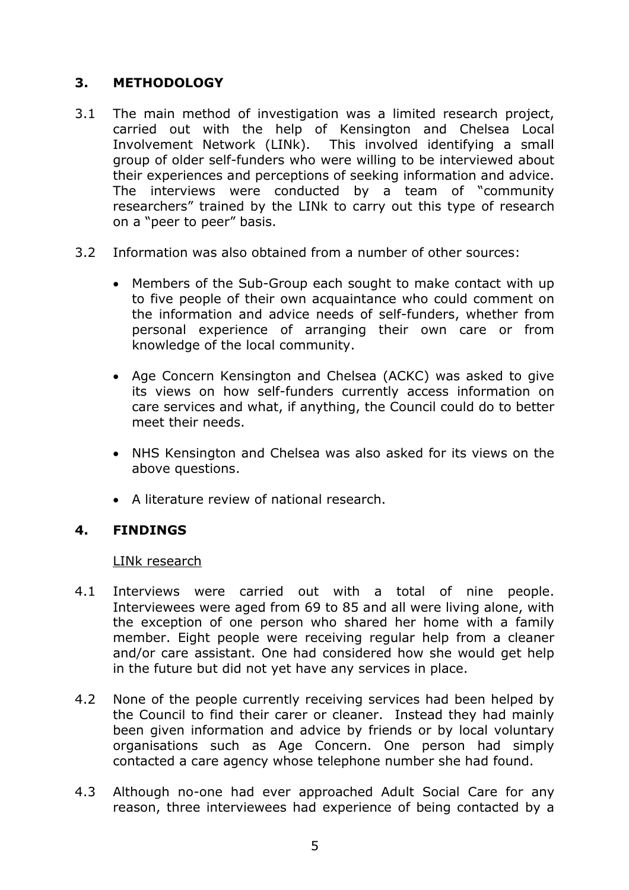## 3. METHODOLOGY

3.1 The main method of investigation was a limited research project, carried out with the help of Kensington and Chelsea Local Involvement Network (LINk). This involved identifying a small group of older self-funders who were willing to be interviewed about their experiences and perceptions of seeking information and advice. The interviews were conducted by a team of "community researchers" trained by the LINk to carry out this type of research on a "peer to peer" basis.

3.2 Information was also obtained from a number of other sources:

- Members of the Sub-Group each sought to make contact with up to five people of their own acquaintance who could comment on the information and advice needs of self-funders, whether from personal experience of arranging their own care or from knowledge of the local community.
- Age Concern Kensington and Chelsea (ACKC) was asked to give its views on how self-funders currently access information on care services and what, if anything, the Council could do to better meet their needs.
- NHS Kensington and Chelsea was also asked for its views on the above questions.
- A literature review of national research.

## 4. FINDINGS

LINk research

4.1 Interviews were carried out with a total of nine people. Interviewees were aged from 69 to 85 and all were living alone, with the exception of one person who shared her home with a family member. Eight people were receiving regular help from a cleaner and/or care assistant. One had considered how she would get help in the future but did not yet have any services in place.

4.2 None of the people currently receiving services had been helped by the Council to find their carer or cleaner. Instead they had mainly been given information and advice by friends or by local voluntary organisations such as Age Concern. One person had simply contacted a care agency whose telephone number she had found.

4.3 Although no-one had ever approached Adult Social Care for any reason, three interviewees had experience of being contacted by a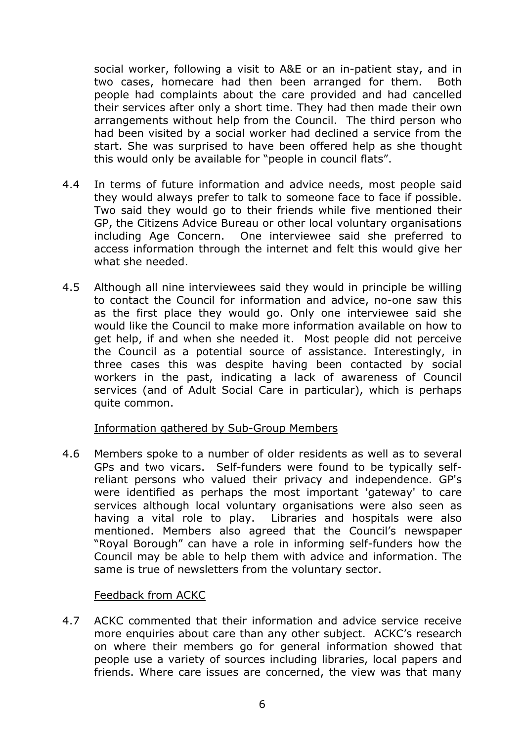social worker, following a visit to A&E or an in-patient stay, and in two cases, homecare had then been arranged for them. Both people had complaints about the care provided and had cancelled their services after only a short time. They had then made their own arrangements without help from the Council. The third person who had been visited by a social worker had declined a service from the start. She was surprised to have been offered help as she thought this would only be available for "people in council flats".

4.4 In terms of future information and advice needs, most people said they would always prefer to talk to someone face to face if possible. Two said they would go to their friends while five mentioned their GP, the Citizens Advice Bureau or other local voluntary organisations including Age Concern. One interviewee said she preferred to access information through the internet and felt this would give her what she needed.

4.5 Although all nine interviewees said they would in principle be willing to contact the Council for information and advice, no-one saw this as the first place they would go. Only one interviewee said she would like the Council to make more information available on how to get help, if and when she needed it. Most people did not perceive the Council as a potential source of assistance. Interestingly, in three cases this was despite having been contacted by social workers in the past, indicating a lack of awareness of Council services (and of Adult Social Care in particular), which is perhaps quite common.

Information gathered by Sub-Group Members

4.6 Members spoke to a number of older residents as well as to several GPs and two vicars. Self-funders were found to be typically self-reliant persons who valued their privacy and independence. GP's were identified as perhaps the most important 'gateway' to care services although local voluntary organisations were also seen as having a vital role to play. Libraries and hospitals were also mentioned. Members also agreed that the Council's newspaper "Royal Borough" can have a role in informing self-funders how the Council may be able to help them with advice and information. The same is true of newsletters from the voluntary sector.

Feedback from ACKC

4.7 ACKC commented that their information and advice service receive more enquiries about care than any other subject. ACKC's research on where their members go for general information showed that people use a variety of sources including libraries, local papers and friends. Where care issues are concerned, the view was that many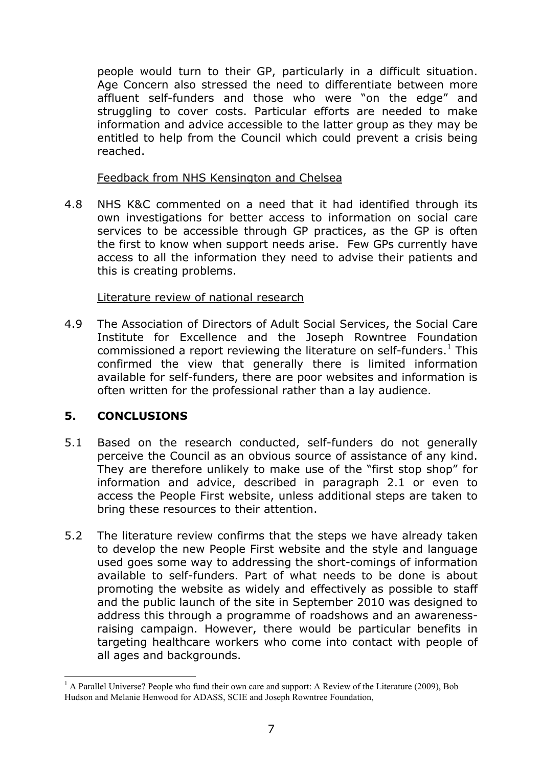people would turn to their GP, particularly in a difficult situation. Age Concern also stressed the need to differentiate between more affluent self-funders and those who were "on the edge" and struggling to cover costs. Particular efforts are needed to make information and advice accessible to the latter group as they may be entitled to help from the Council which could prevent a crisis being reached.

Feedback from NHS Kensington and Chelsea

4.8 NHS K&C commented on a need that it had identified through its own investigations for better access to information on social care services to be accessible through GP practices, as the GP is often the first to know when support needs arise. Few GPs currently have access to all the information they need to advise their patients and this is creating problems.

Literature review of national research

4.9 The Association of Directors of Adult Social Services, the Social Care Institute for Excellence and the Joseph Rowntree Foundation commissioned a report reviewing the literature on self-funders.[1] This confirmed the view that generally there is limited information available for self-funders, there are poor websites and information is often written for the professional rather than a lay audience.

## 5. CONCLUSIONS

5.1 Based on the research conducted, self-funders do not generally perceive the Council as an obvious source of assistance of any kind. They are therefore unlikely to make use of the "first stop shop" for information and advice, described in paragraph 2.1 or even to access the People First website, unless additional steps are taken to bring these resources to their attention.

5.2 The literature review confirms that the steps we have already taken to develop the new People First website and the style and language used goes some way to addressing the short-comings of information available to self-funders. Part of what needs to be done is about promoting the website as widely and effectively as possible to staff and the public launch of the site in September 2010 was designed to address this through a programme of roadshows and an awareness-raising campaign. However, there would be particular benefits in targeting healthcare workers who come into contact with people of all ages and backgrounds.

[1] A Parallel Universe? People who fund their own care and support: A Review of the Literature (2009), Bob Hudson and Melanie Henwood for ADASS, SCIE and Joseph Rowntree Foundation,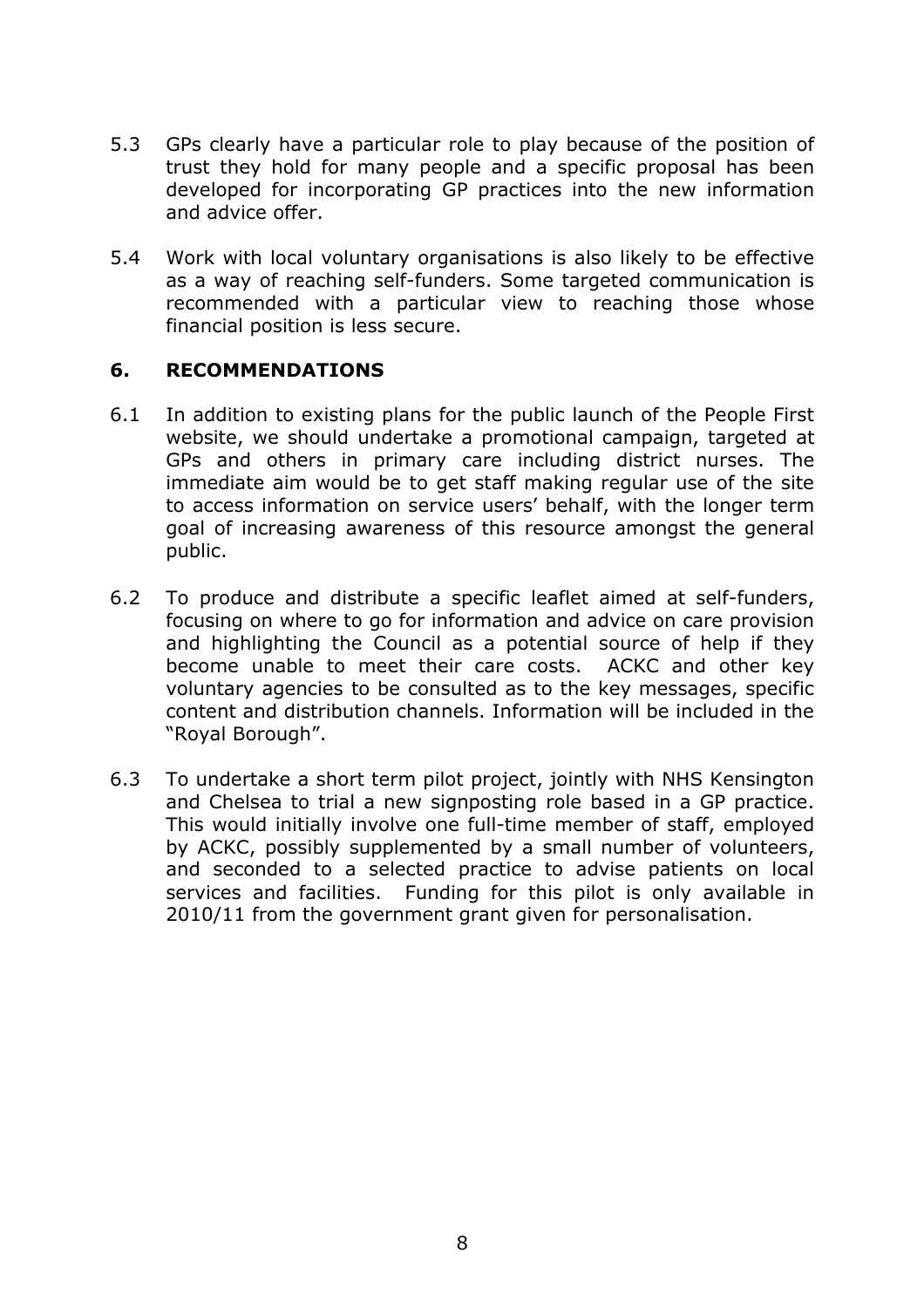5.3 GPs clearly have a particular role to play because of the position of trust they hold for many people and a specific proposal has been developed for incorporating GP practices into the new information and advice offer.

5.4 Work with local voluntary organisations is also likely to be effective as a way of reaching self-funders. Some targeted communication is recommended with a particular view to reaching those whose financial position is less secure.

## 6. RECOMMENDATIONS

6.1 In addition to existing plans for the public launch of the People First website, we should undertake a promotional campaign, targeted at GPs and others in primary care including district nurses. The immediate aim would be to get staff making regular use of the site to access information on service users' behalf, with the longer term goal of increasing awareness of this resource amongst the general public.

6.2 To produce and distribute a specific leaflet aimed at self-funders, focusing on where to go for information and advice on care provision and highlighting the Council as a potential source of help if they become unable to meet their care costs. ACKC and other key voluntary agencies to be consulted as to the key messages, specific content and distribution channels. Information will be included in the "Royal Borough".

6.3 To undertake a short term pilot project, jointly with NHS Kensington and Chelsea to trial a new signposting role based in a GP practice. This would initially involve one full-time member of staff, employed by ACKC, possibly supplemented by a small number of volunteers, and seconded to a selected practice to advise patients on local services and facilities. Funding for this pilot is only available in 2010/11 from the government grant given for personalisation.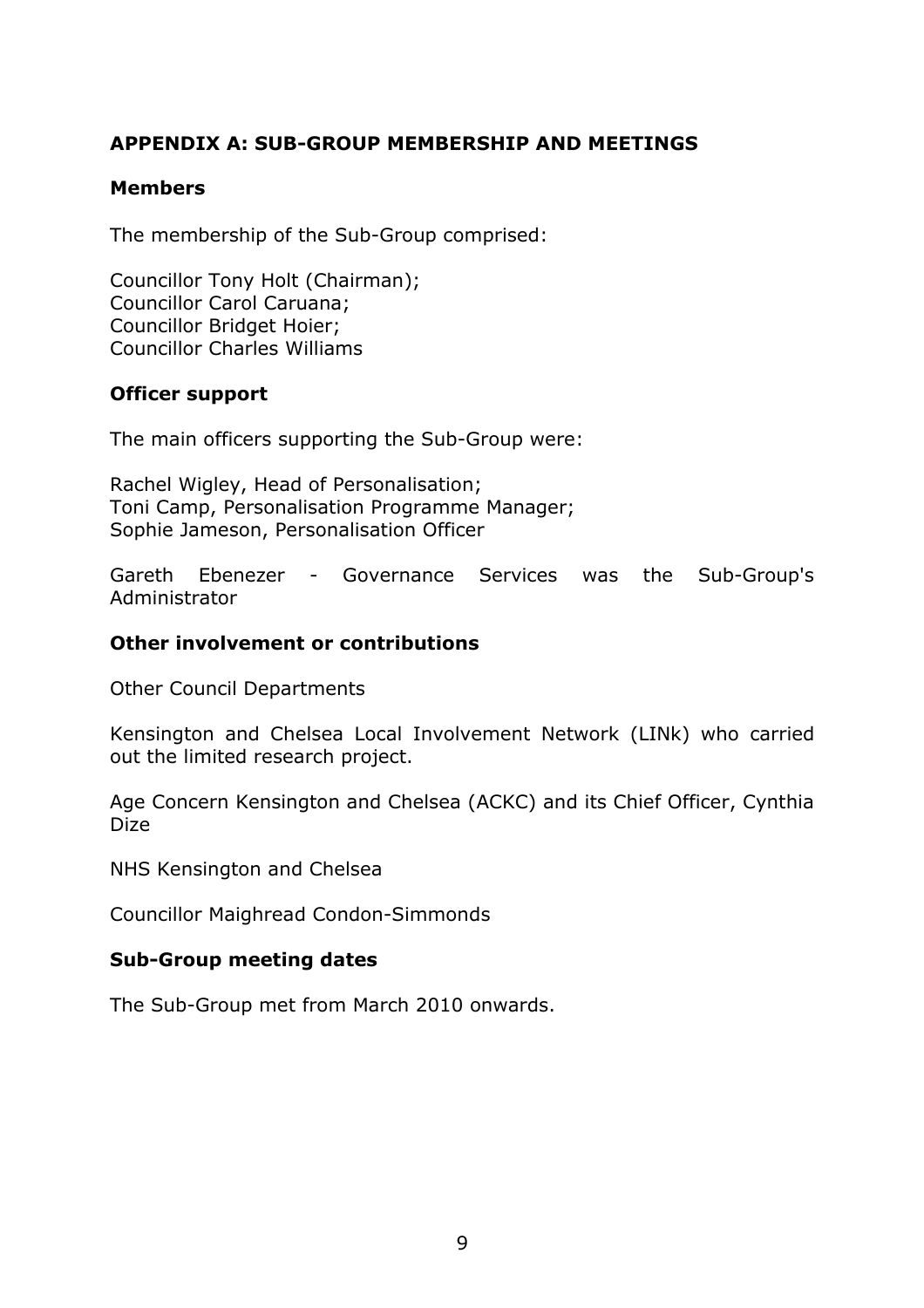## APPENDIX A: SUB-GROUP MEMBERSHIP AND MEETINGS

### Members

The membership of the Sub-Group comprised:

Councillor Tony Holt (Chairman);
Councillor Carol Caruana;
Councillor Bridget Hoier;
Councillor Charles Williams

### Officer support

The main officers supporting the Sub-Group were:

Rachel Wigley, Head of Personalisation;
Toni Camp, Personalisation Programme Manager;
Sophie Jameson, Personalisation Officer

Gareth Ebenezer - Governance Services was the Sub-Group's Administrator

### Other involvement or contributions

Other Council Departments

Kensington and Chelsea Local Involvement Network (LINk) who carried out the limited research project.

Age Concern Kensington and Chelsea (ACKC) and its Chief Officer, Cynthia Dize

NHS Kensington and Chelsea

Councillor Maighread Condon-Simmonds

### Sub-Group meeting dates

The Sub-Group met from March 2010 onwards.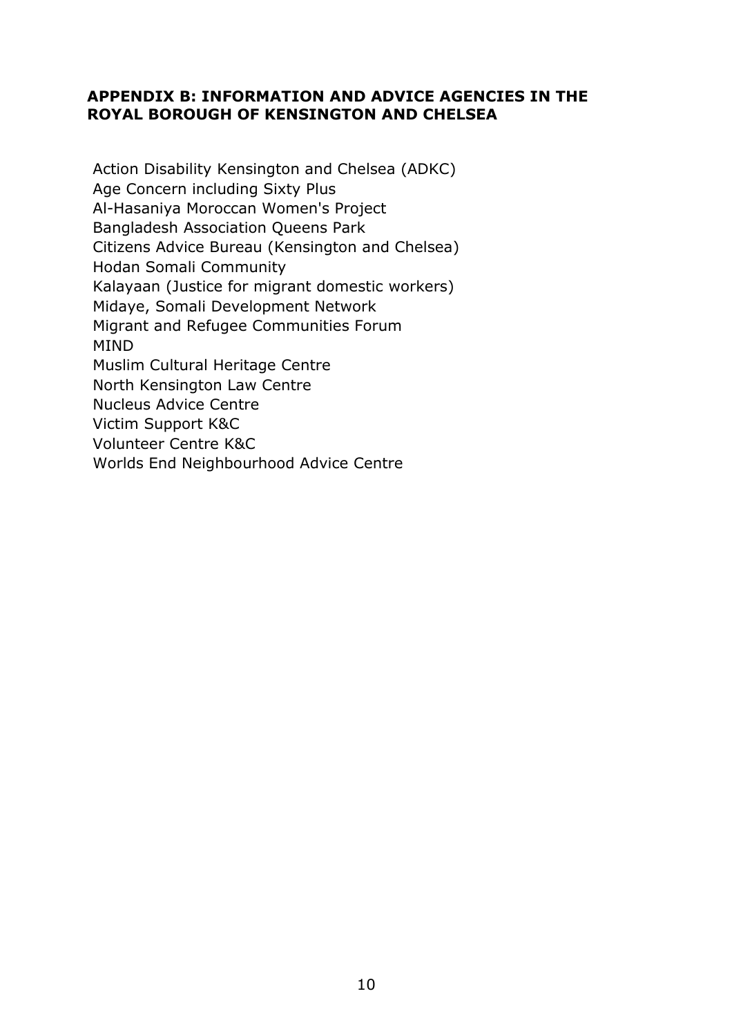## APPENDIX B: INFORMATION AND ADVICE AGENCIES IN THE ROYAL BOROUGH OF KENSINGTON AND CHELSEA

Action Disability Kensington and Chelsea (ADKC)
Age Concern including Sixty Plus
Al-Hasaniya Moroccan Women's Project
Bangladesh Association Queens Park
Citizens Advice Bureau (Kensington and Chelsea)
Hodan Somali Community
Kalayaan (Justice for migrant domestic workers)
Midaye, Somali Development Network
Migrant and Refugee Communities Forum
MIND
Muslim Cultural Heritage Centre
North Kensington Law Centre
Nucleus Advice Centre
Victim Support K&C
Volunteer Centre K&C
Worlds End Neighbourhood Advice Centre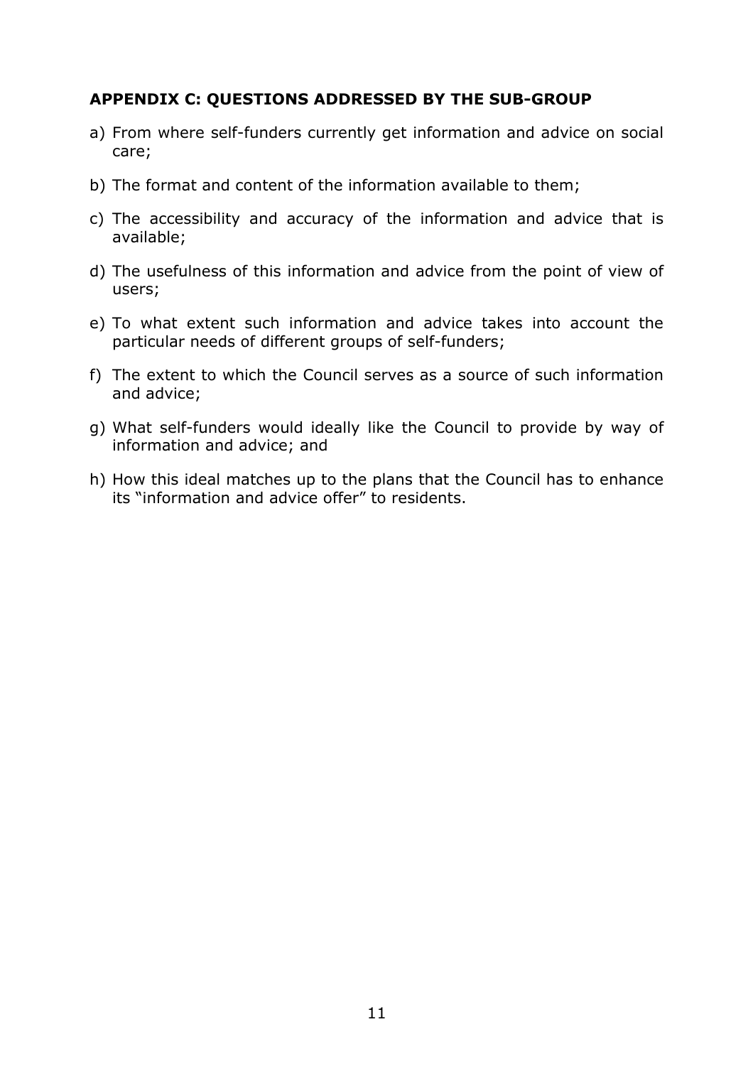## APPENDIX C: QUESTIONS ADDRESSED BY THE SUB-GROUP

a) From where self-funders currently get information and advice on social care;

b) The format and content of the information available to them;

c) The accessibility and accuracy of the information and advice that is available;

d) The usefulness of this information and advice from the point of view of users;

e) To what extent such information and advice takes into account the particular needs of different groups of self-funders;

f) The extent to which the Council serves as a source of such information and advice;

g) What self-funders would ideally like the Council to provide by way of information and advice; and

h) How this ideal matches up to the plans that the Council has to enhance its "information and advice offer" to residents.